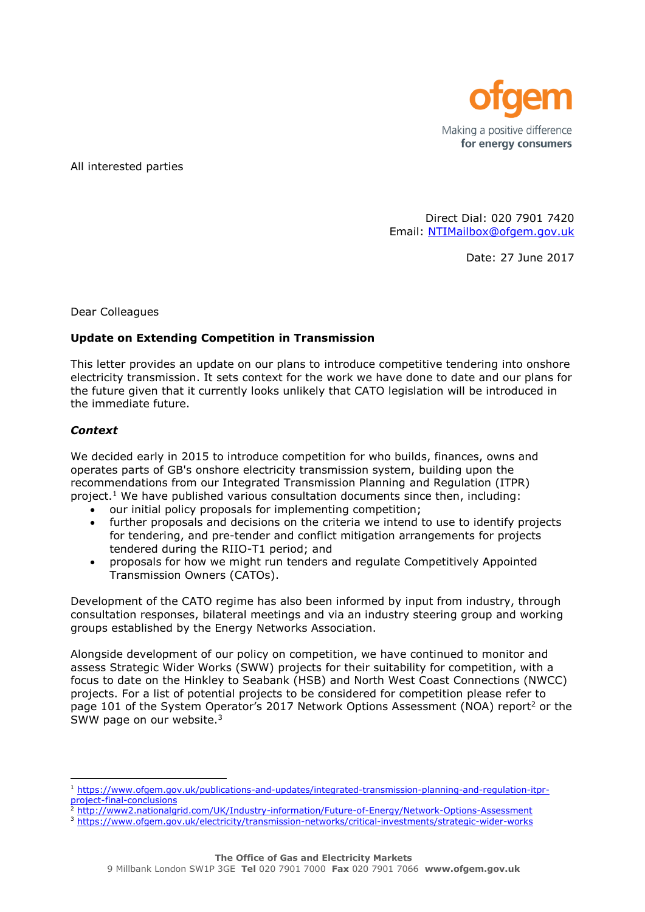All interested parties

Direct Dial: 020 7901 7420
Email: NTIMailbox@ofgem.gov.uk

Date: 27 June 2017

Dear Colleagues

**Update on Extending Competition in Transmission**

This letter provides an update on our plans to introduce competitive tendering into onshore electricity transmission. It sets context for the work we have done to date and our plans for the future given that it currently looks unlikely that CATO legislation will be introduced in the immediate future.

***Context***

We decided early in 2015 to introduce competition for who builds, finances, owns and operates parts of GB's onshore electricity transmission system, building upon the recommendations from our Integrated Transmission Planning and Regulation (ITPR) project.[1] We have published various consultation documents since then, including:

- our initial policy proposals for implementing competition;
- further proposals and decisions on the criteria we intend to use to identify projects for tendering, and pre-tender and conflict mitigation arrangements for projects tendered during the RIIO-T1 period; and
- proposals for how we might run tenders and regulate Competitively Appointed Transmission Owners (CATOs).

Development of the CATO regime has also been informed by input from industry, through consultation responses, bilateral meetings and via an industry steering group and working groups established by the Energy Networks Association.

Alongside development of our policy on competition, we have continued to monitor and assess Strategic Wider Works (SWW) projects for their suitability for competition, with a focus to date on the Hinkley to Seabank (HSB) and North West Coast Connections (NWCC) projects. For a list of potential projects to be considered for competition please refer to page 101 of the System Operator's 2017 Network Options Assessment (NOA) report[2] or the SWW page on our website.[3]

---

[1] https://www.ofgem.gov.uk/publications-and-updates/integrated-transmission-planning-and-regulation-itpr-project-final-conclusions

[2] http://www2.nationalgrid.com/UK/Industry-information/Future-of-Energy/Network-Options-Assessment

[3] https://www.ofgem.gov.uk/electricity/transmission-networks/critical-investments/strategic-wider-works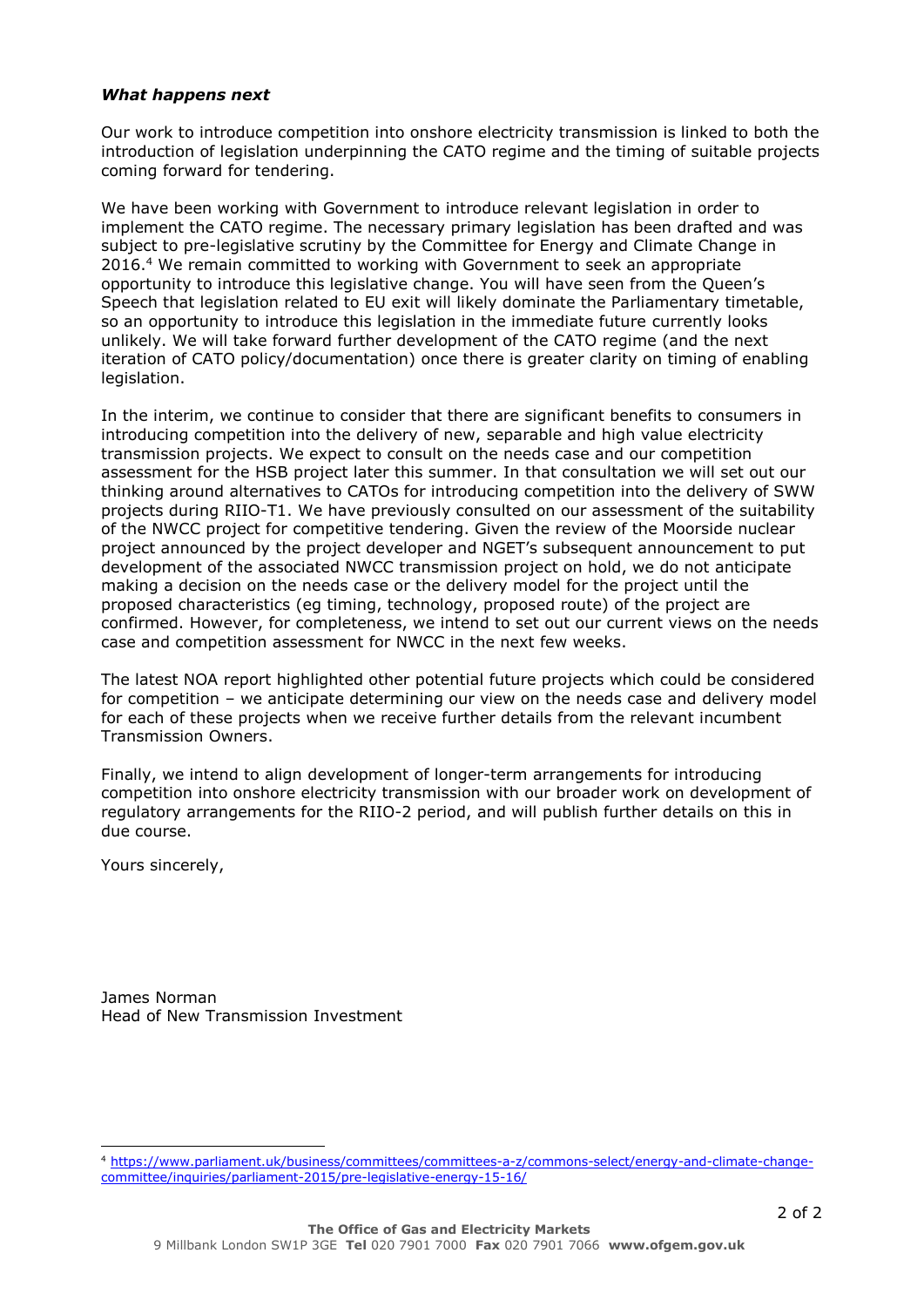### *What happens next*

Our work to introduce competition into onshore electricity transmission is linked to both the introduction of legislation underpinning the CATO regime and the timing of suitable projects coming forward for tendering.

We have been working with Government to introduce relevant legislation in order to implement the CATO regime. The necessary primary legislation has been drafted and was subject to pre-legislative scrutiny by the Committee for Energy and Climate Change in 2016.[4] We remain committed to working with Government to seek an appropriate opportunity to introduce this legislative change. You will have seen from the Queen's Speech that legislation related to EU exit will likely dominate the Parliamentary timetable, so an opportunity to introduce this legislation in the immediate future currently looks unlikely. We will take forward further development of the CATO regime (and the next iteration of CATO policy/documentation) once there is greater clarity on timing of enabling legislation.

In the interim, we continue to consider that there are significant benefits to consumers in introducing competition into the delivery of new, separable and high value electricity transmission projects. We expect to consult on the needs case and our competition assessment for the HSB project later this summer. In that consultation we will set out our thinking around alternatives to CATOs for introducing competition into the delivery of SWW projects during RIIO-T1. We have previously consulted on our assessment of the suitability of the NWCC project for competitive tendering. Given the review of the Moorside nuclear project announced by the project developer and NGET's subsequent announcement to put development of the associated NWCC transmission project on hold, we do not anticipate making a decision on the needs case or the delivery model for the project until the proposed characteristics (eg timing, technology, proposed route) of the project are confirmed. However, for completeness, we intend to set out our current views on the needs case and competition assessment for NWCC in the next few weeks.

The latest NOA report highlighted other potential future projects which could be considered for competition – we anticipate determining our view on the needs case and delivery model for each of these projects when we receive further details from the relevant incumbent Transmission Owners.

Finally, we intend to align development of longer-term arrangements for introducing competition into onshore electricity transmission with our broader work on development of regulatory arrangements for the RIIO-2 period, and will publish further details on this in due course.

Yours sincerely,

James Norman
Head of New Transmission Investment

[4] https://www.parliament.uk/business/committees/committees-a-z/commons-select/energy-and-climate-change-committee/inquiries/parliament-2015/pre-legislative-energy-15-16/

**The Office of Gas and Electricity Markets**
9 Millbank London SW1P 3GE **Tel** 020 7901 7000 **Fax** 020 7901 7066 **www.ofgem.gov.uk**